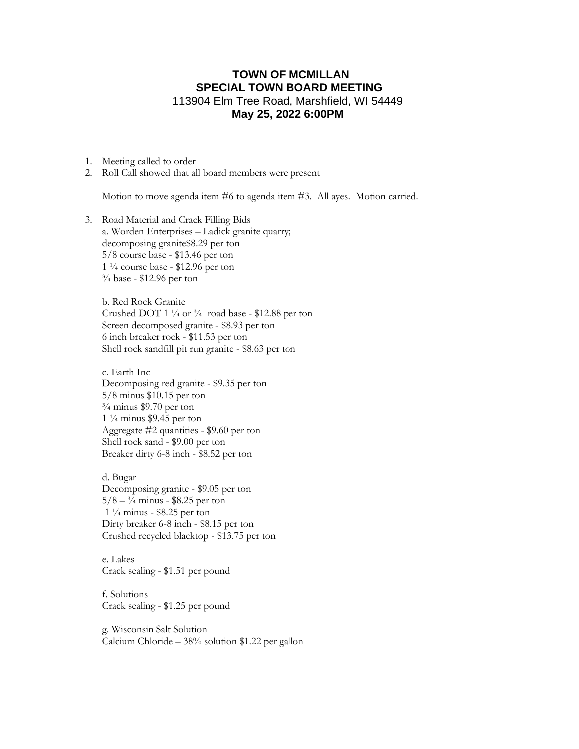**TOWN OF MCMILLAN**
**SPECIAL TOWN BOARD MEETING**
113904 Elm Tree Road, Marshfield, WI 54449
**May 25, 2022 6:00PM**

1. Meeting called to order
2. Roll Call showed that all board members were present

   Motion to move agenda item #6 to agenda item #3. All ayes. Motion carried.

3. Road Material and Crack Filling Bids

   a. Worden Enterprises – Ladick granite quarry;
   decomposing granite$8.29 per ton
   5/8 course base - $13.46 per ton
   1 ¼ course base - $12.96 per ton
   ¾ base - $12.96 per ton

   b. Red Rock Granite
   Crushed DOT 1 ¼ or ¾ road base - $12.88 per ton
   Screen decomposed granite - $8.93 per ton
   6 inch breaker rock - $11.53 per ton
   Shell rock sandfill pit run granite - $8.63 per ton

   c. Earth Inc
   Decomposing red granite - $9.35 per ton
   5/8 minus $10.15 per ton
   ¾ minus $9.70 per ton
   1 ¼ minus $9.45 per ton
   Aggregate #2 quantities - $9.60 per ton
   Shell rock sand - $9.00 per ton
   Breaker dirty 6-8 inch - $8.52 per ton

   d. Bugar
   Decomposing granite - $9.05 per ton
   5/8 – ¾ minus - $8.25 per ton
   1 ¼ minus - $8.25 per ton
   Dirty breaker 6-8 inch - $8.15 per ton
   Crushed recycled blacktop - $13.75 per ton

   e. Lakes
   Crack sealing - $1.51 per pound

   f. Solutions
   Crack sealing - $1.25 per pound

   g. Wisconsin Salt Solution
   Calcium Chloride – 38% solution $1.22 per gallon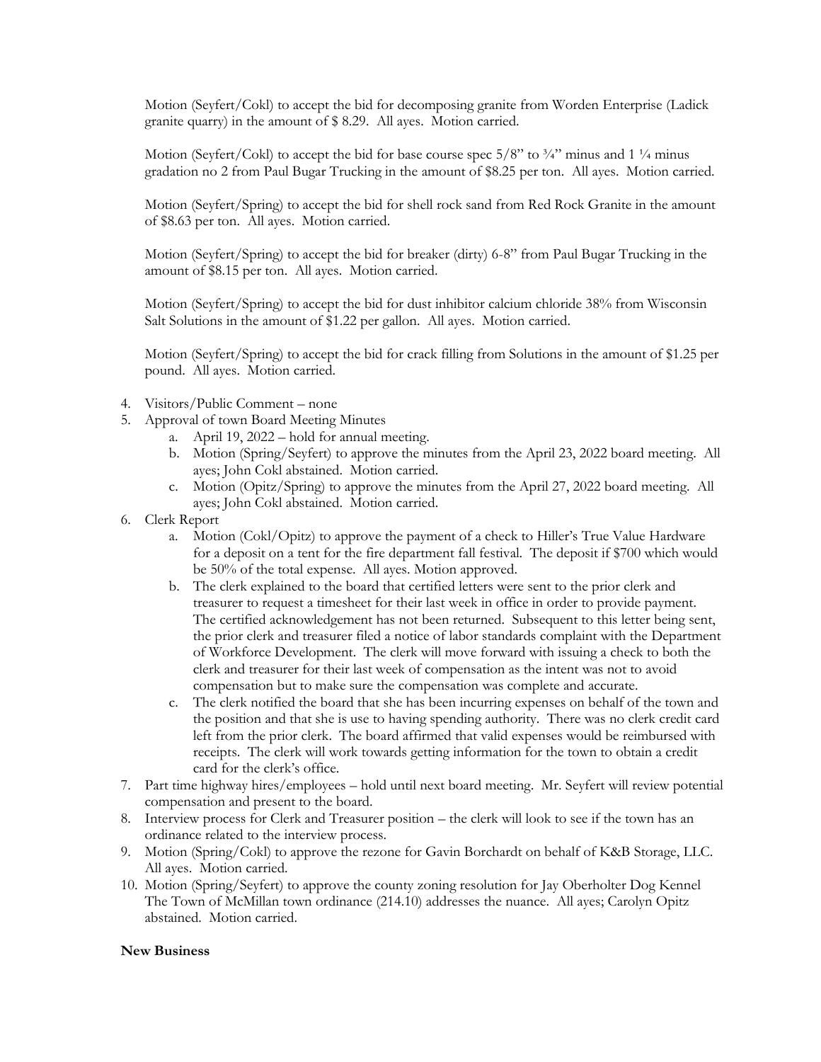Motion (Seyfert/Cokl) to accept the bid for decomposing granite from Worden Enterprise (Ladick granite quarry) in the amount of $ 8.29. All ayes. Motion carried.

Motion (Seyfert/Cokl) to accept the bid for base course spec 5/8" to ¾" minus and 1 ¼ minus gradation no 2 from Paul Bugar Trucking in the amount of $8.25 per ton. All ayes. Motion carried.

Motion (Seyfert/Spring) to accept the bid for shell rock sand from Red Rock Granite in the amount of $8.63 per ton. All ayes. Motion carried.

Motion (Seyfert/Spring) to accept the bid for breaker (dirty) 6-8" from Paul Bugar Trucking in the amount of $8.15 per ton. All ayes. Motion carried.

Motion (Seyfert/Spring) to accept the bid for dust inhibitor calcium chloride 38% from Wisconsin Salt Solutions in the amount of $1.22 per gallon. All ayes. Motion carried.

Motion (Seyfert/Spring) to accept the bid for crack filling from Solutions in the amount of $1.25 per pound. All ayes. Motion carried.

4. Visitors/Public Comment – none
5. Approval of town Board Meeting Minutes
   a. April 19, 2022 – hold for annual meeting.
   b. Motion (Spring/Seyfert) to approve the minutes from the April 23, 2022 board meeting. All ayes; John Cokl abstained. Motion carried.
   c. Motion (Opitz/Spring) to approve the minutes from the April 27, 2022 board meeting. All ayes; John Cokl abstained. Motion carried.
6. Clerk Report
   a. Motion (Cokl/Opitz) to approve the payment of a check to Hiller's True Value Hardware for a deposit on a tent for the fire department fall festival. The deposit if $700 which would be 50% of the total expense. All ayes. Motion approved.
   b. The clerk explained to the board that certified letters were sent to the prior clerk and treasurer to request a timesheet for their last week in office in order to provide payment. The certified acknowledgement has not been returned. Subsequent to this letter being sent, the prior clerk and treasurer filed a notice of labor standards complaint with the Department of Workforce Development. The clerk will move forward with issuing a check to both the clerk and treasurer for their last week of compensation as the intent was not to avoid compensation but to make sure the compensation was complete and accurate.
   c. The clerk notified the board that she has been incurring expenses on behalf of the town and the position and that she is use to having spending authority. There was no clerk credit card left from the prior clerk. The board affirmed that valid expenses would be reimbursed with receipts. The clerk will work towards getting information for the town to obtain a credit card for the clerk's office.
7. Part time highway hires/employees – hold until next board meeting. Mr. Seyfert will review potential compensation and present to the board.
8. Interview process for Clerk and Treasurer position – the clerk will look to see if the town has an ordinance related to the interview process.
9. Motion (Spring/Cokl) to approve the rezone for Gavin Borchardt on behalf of K&B Storage, LLC. All ayes. Motion carried.
10. Motion (Spring/Seyfert) to approve the county zoning resolution for Jay Oberholter Dog Kennel The Town of McMillan town ordinance (214.10) addresses the nuance. All ayes; Carolyn Opitz abstained. Motion carried.

**New Business**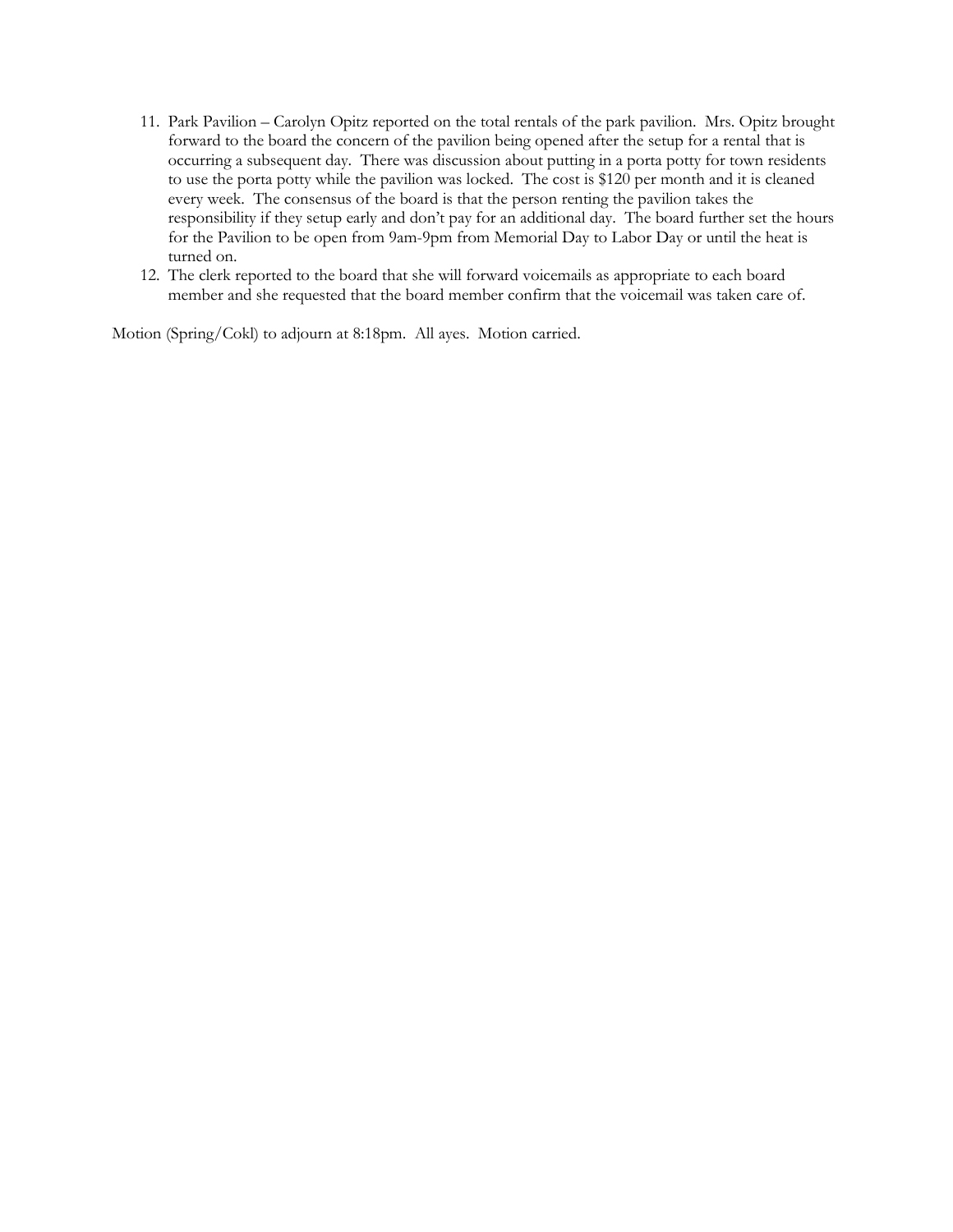11. Park Pavilion – Carolyn Opitz reported on the total rentals of the park pavilion. Mrs. Opitz brought forward to the board the concern of the pavilion being opened after the setup for a rental that is occurring a subsequent day. There was discussion about putting in a porta potty for town residents to use the porta potty while the pavilion was locked. The cost is $120 per month and it is cleaned every week. The consensus of the board is that the person renting the pavilion takes the responsibility if they setup early and don't pay for an additional day. The board further set the hours for the Pavilion to be open from 9am-9pm from Memorial Day to Labor Day or until the heat is turned on.
12. The clerk reported to the board that she will forward voicemails as appropriate to each board member and she requested that the board member confirm that the voicemail was taken care of.

Motion (Spring/Cokl) to adjourn at 8:18pm. All ayes. Motion carried.